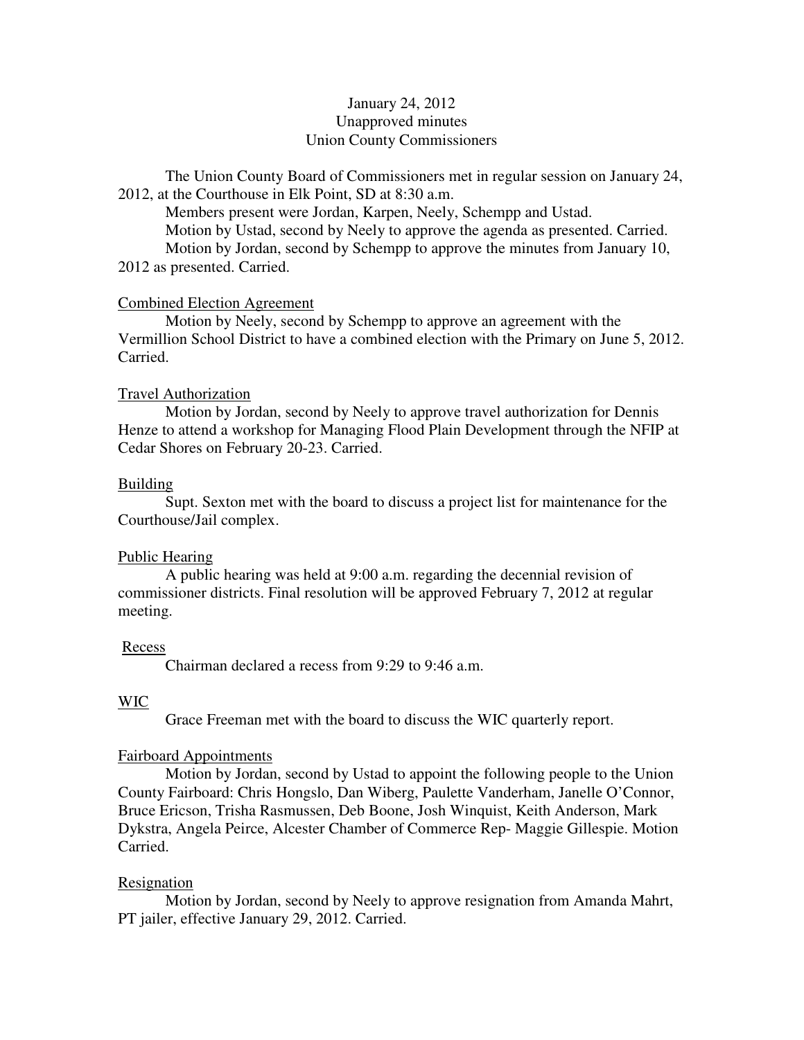January 24, 2012
Unapproved minutes
Union County Commissioners

The Union County Board of Commissioners met in regular session on January 24, 2012, at the Courthouse in Elk Point, SD at 8:30 a.m.

Members present were Jordan, Karpen, Neely, Schempp and Ustad.

Motion by Ustad, second by Neely to approve the agenda as presented. Carried.

Motion by Jordan, second by Schempp to approve the minutes from January 10, 2012 as presented. Carried.

Combined Election Agreement

Motion by Neely, second by Schempp to approve an agreement with the Vermillion School District to have a combined election with the Primary on June 5, 2012. Carried.

Travel Authorization

Motion by Jordan, second by Neely to approve travel authorization for Dennis Henze to attend a workshop for Managing Flood Plain Development through the NFIP at Cedar Shores on February 20-23. Carried.

Building

Supt. Sexton met with the board to discuss a project list for maintenance for the Courthouse/Jail complex.

Public Hearing

A public hearing was held at 9:00 a.m. regarding the decennial revision of commissioner districts. Final resolution will be approved February 7, 2012 at regular meeting.

Recess

Chairman declared a recess from 9:29 to 9:46 a.m.

WIC

Grace Freeman met with the board to discuss the WIC quarterly report.

Fairboard Appointments

Motion by Jordan, second by Ustad to appoint the following people to the Union County Fairboard: Chris Hongslo, Dan Wiberg, Paulette Vanderham, Janelle O'Connor, Bruce Ericson, Trisha Rasmussen, Deb Boone, Josh Winquist, Keith Anderson, Mark Dykstra, Angela Peirce, Alcester Chamber of Commerce Rep- Maggie Gillespie. Motion Carried.

Resignation

Motion by Jordan, second by Neely to approve resignation from Amanda Mahrt, PT jailer, effective January 29, 2012. Carried.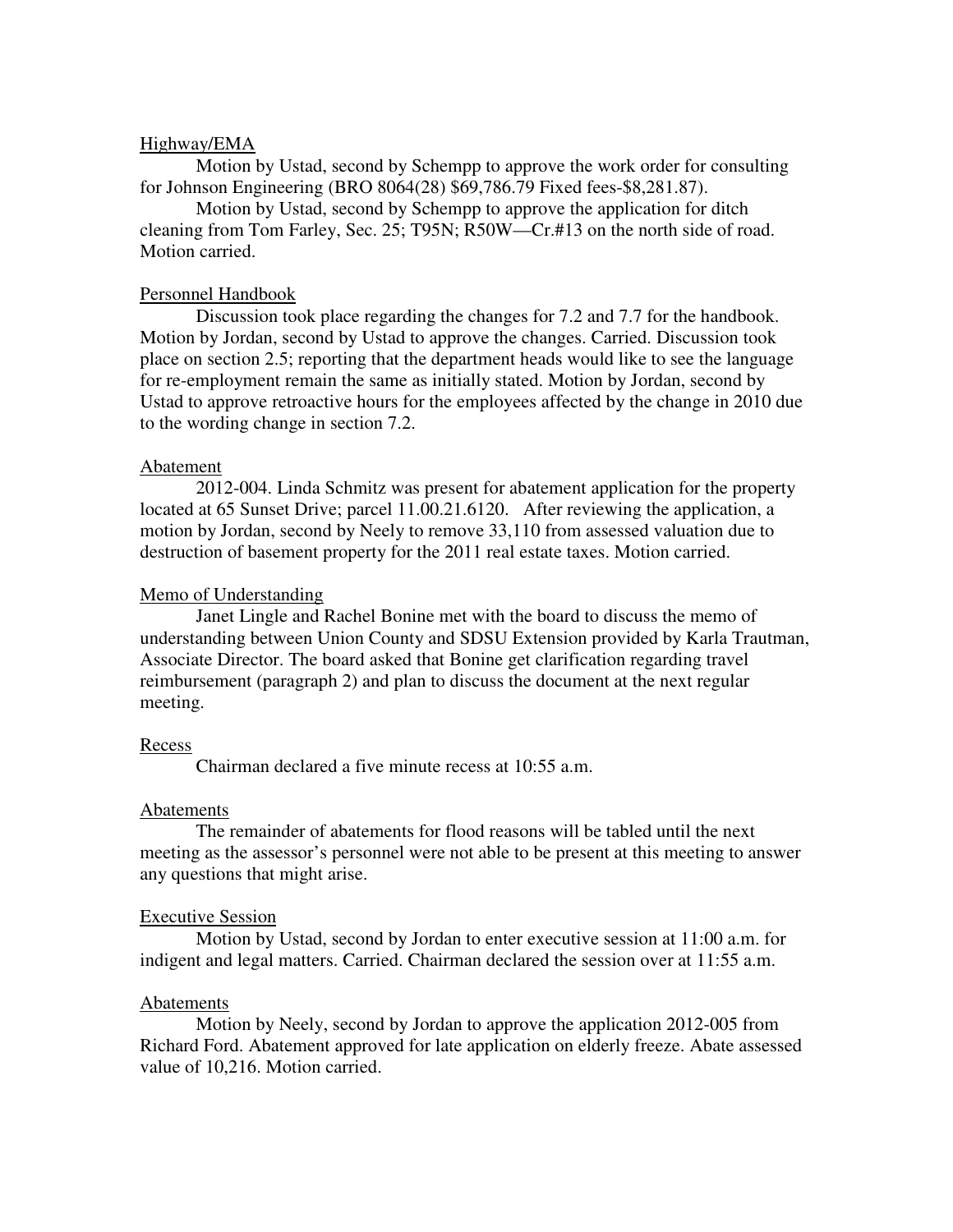Highway/EMA

Motion by Ustad, second by Schempp to approve the work order for consulting for Johnson Engineering (BRO 8064(28) $69,786.79 Fixed fees-$8,281.87).

Motion by Ustad, second by Schempp to approve the application for ditch cleaning from Tom Farley, Sec. 25; T95N; R50W—Cr.#13 on the north side of road. Motion carried.

Personnel Handbook

Discussion took place regarding the changes for 7.2 and 7.7 for the handbook. Motion by Jordan, second by Ustad to approve the changes. Carried. Discussion took place on section 2.5; reporting that the department heads would like to see the language for re-employment remain the same as initially stated. Motion by Jordan, second by Ustad to approve retroactive hours for the employees affected by the change in 2010 due to the wording change in section 7.2.

Abatement

2012-004. Linda Schmitz was present for abatement application for the property located at 65 Sunset Drive; parcel 11.00.21.6120. After reviewing the application, a motion by Jordan, second by Neely to remove 33,110 from assessed valuation due to destruction of basement property for the 2011 real estate taxes. Motion carried.

Memo of Understanding

Janet Lingle and Rachel Bonine met with the board to discuss the memo of understanding between Union County and SDSU Extension provided by Karla Trautman, Associate Director. The board asked that Bonine get clarification regarding travel reimbursement (paragraph 2) and plan to discuss the document at the next regular meeting.

Recess

Chairman declared a five minute recess at 10:55 a.m.

Abatements

The remainder of abatements for flood reasons will be tabled until the next meeting as the assessor's personnel were not able to be present at this meeting to answer any questions that might arise.

Executive Session

Motion by Ustad, second by Jordan to enter executive session at 11:00 a.m. for indigent and legal matters. Carried. Chairman declared the session over at 11:55 a.m.

Abatements

Motion by Neely, second by Jordan to approve the application 2012-005 from Richard Ford. Abatement approved for late application on elderly freeze. Abate assessed value of 10,216. Motion carried.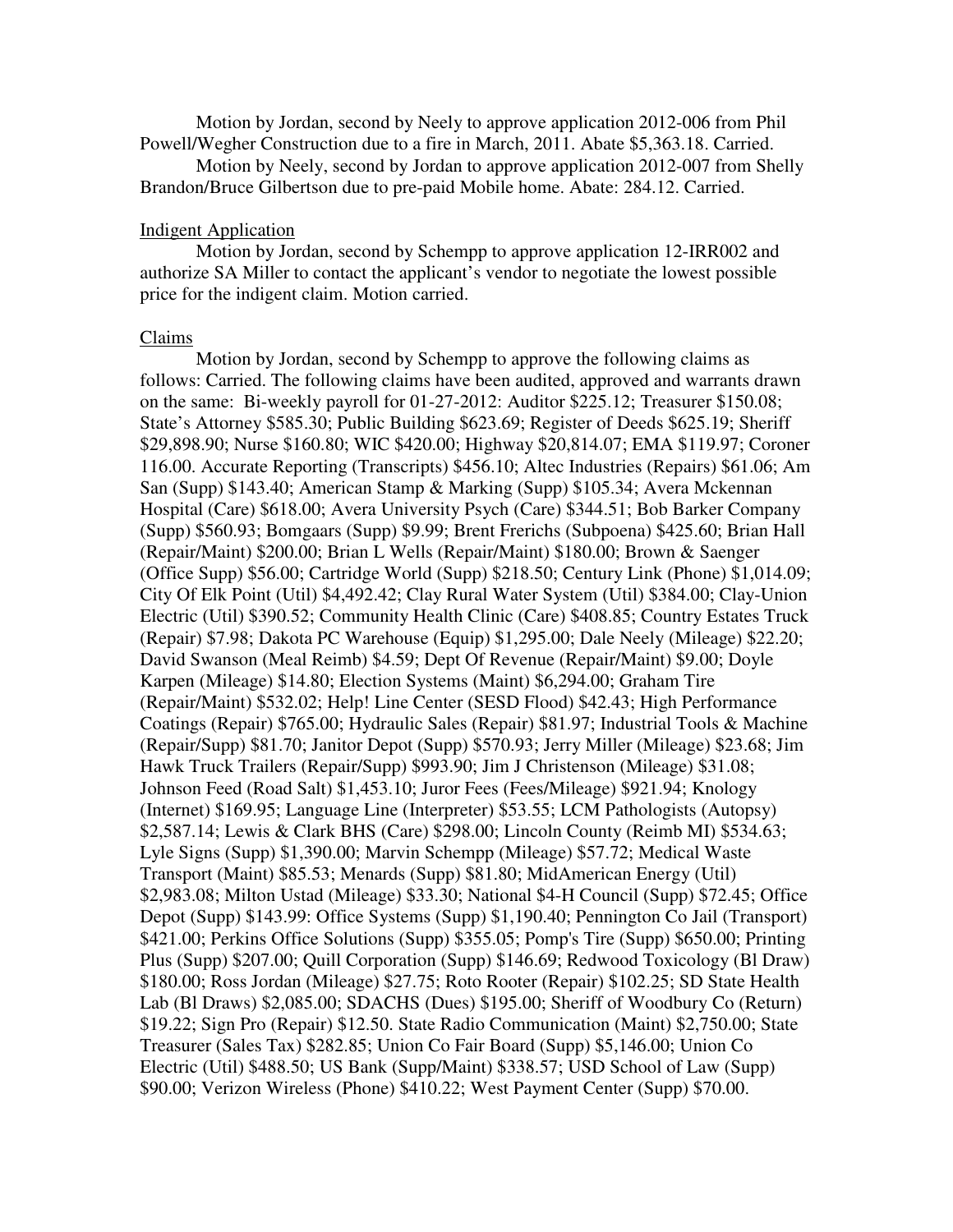Motion by Jordan, second by Neely to approve application 2012-006 from Phil Powell/Wegher Construction due to a fire in March, 2011. Abate $5,363.18. Carried.

Motion by Neely, second by Jordan to approve application 2012-007 from Shelly Brandon/Bruce Gilbertson due to pre-paid Mobile home. Abate: 284.12. Carried.

Indigent Application

Motion by Jordan, second by Schempp to approve application 12-IRR002 and authorize SA Miller to contact the applicant's vendor to negotiate the lowest possible price for the indigent claim. Motion carried.

Claims

Motion by Jordan, second by Schempp to approve the following claims as follows: Carried. The following claims have been audited, approved and warrants drawn on the same: Bi-weekly payroll for 01-27-2012: Auditor $225.12; Treasurer $150.08; State's Attorney $585.30; Public Building $623.69; Register of Deeds $625.19; Sheriff $29,898.90; Nurse $160.80; WIC $420.00; Highway $20,814.07; EMA $119.97; Coroner 116.00. Accurate Reporting (Transcripts) $456.10; Altec Industries (Repairs) $61.06; Am San (Supp) $143.40; American Stamp & Marking (Supp) $105.34; Avera Mckennan Hospital (Care) $618.00; Avera University Psych (Care) $344.51; Bob Barker Company (Supp) $560.93; Bomgaars (Supp) $9.99; Brent Frerichs (Subpoena) $425.60; Brian Hall (Repair/Maint) $200.00; Brian L Wells (Repair/Maint) $180.00; Brown & Saenger (Office Supp) $56.00; Cartridge World (Supp) $218.50; Century Link (Phone) $1,014.09; City Of Elk Point (Util) $4,492.42; Clay Rural Water System (Util) $384.00; Clay-Union Electric (Util) $390.52; Community Health Clinic (Care) $408.85; Country Estates Truck (Repair) $7.98; Dakota PC Warehouse (Equip) $1,295.00; Dale Neely (Mileage) $22.20; David Swanson (Meal Reimb) $4.59; Dept Of Revenue (Repair/Maint) $9.00; Doyle Karpen (Mileage) $14.80; Election Systems (Maint) $6,294.00; Graham Tire (Repair/Maint) $532.02; Help! Line Center (SESD Flood) $42.43; High Performance Coatings (Repair) $765.00; Hydraulic Sales (Repair) $81.97; Industrial Tools & Machine (Repair/Supp) $81.70; Janitor Depot (Supp) $570.93; Jerry Miller (Mileage) $23.68; Jim Hawk Truck Trailers (Repair/Supp) $993.90; Jim J Christenson (Mileage) $31.08; Johnson Feed (Road Salt) $1,453.10; Juror Fees (Fees/Mileage) $921.94; Knology (Internet) $169.95; Language Line (Interpreter) $53.55; LCM Pathologists (Autopsy) $2,587.14; Lewis & Clark BHS (Care) $298.00; Lincoln County (Reimb MI) $534.63; Lyle Signs (Supp) $1,390.00; Marvin Schempp (Mileage) $57.72; Medical Waste Transport (Maint) $85.53; Menards (Supp) $81.80; MidAmerican Energy (Util) $2,983.08; Milton Ustad (Mileage) $33.30; National 4-H Council (Supp) $72.45; Office Depot (Supp) $143.99: Office Systems (Supp) $1,190.40; Pennington Co Jail (Transport) $421.00; Perkins Office Solutions (Supp) $355.05; Pomp's Tire (Supp) $650.00; Printing Plus (Supp) $207.00; Quill Corporation (Supp) $146.69; Redwood Toxicology (Bl Draw) $180.00; Ross Jordan (Mileage) $27.75; Roto Rooter (Repair) $102.25; SD State Health Lab (Bl Draws) $2,085.00; SDACHS (Dues) $195.00; Sheriff of Woodbury Co (Return) $19.22; Sign Pro (Repair) $12.50. State Radio Communication (Maint) $2,750.00; State Treasurer (Sales Tax) $282.85; Union Co Fair Board (Supp) $5,146.00; Union Co Electric (Util) $488.50; US Bank (Supp/Maint) $338.57; USD School of Law (Supp) $90.00; Verizon Wireless (Phone) $410.22; West Payment Center (Supp) $70.00.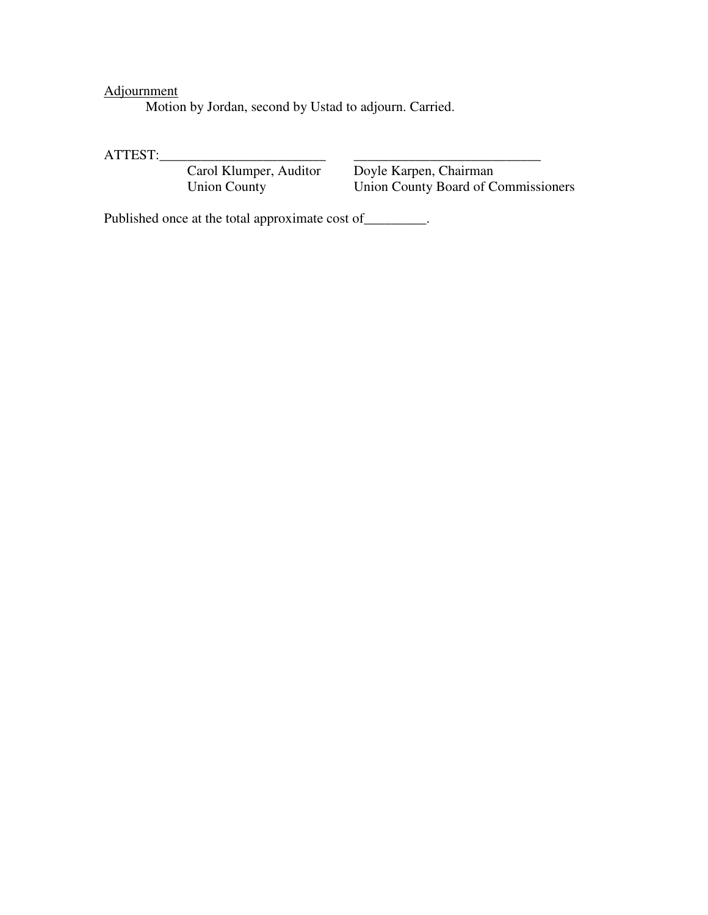Adjournment

Motion by Jordan, second by Ustad to adjourn. Carried.

ATTEST:________________________ ___________________________

Carol Klumper, Auditor — Doyle Karpen, Chairman

Union County — Union County Board of Commissioners

Published once at the total approximate cost of_________.